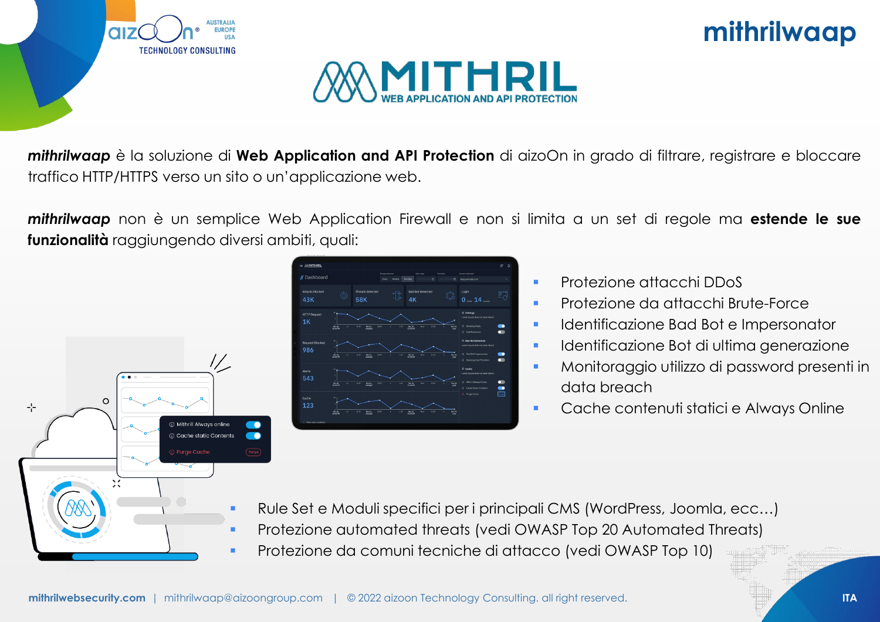# mithrilwaap

## MITHRIL
WEB APPLICATION AND API PROTECTION

***mithrilwaap*** è la soluzione di **Web Application and API Protection** di aizoOn in grado di filtrare, registrare e bloccare traffico HTTP/HTTPS verso un sito o un'applicazione web.

***mithrilwaap*** non è un semplice Web Application Firewall e non si limita a un set di regole ma **estende le sue funzionalità** raggiungendo diversi ambiti, quali:

- Protezione attacchi DDoS
- Protezione da attacchi Brute-Force
- Identificazione Bad Bot e Impersonator
- Identificazione Bot di ultima generazione
- Monitoraggio utilizzo di password presenti in data breach
- Cache contenuti statici e Always Online
- Rule Set e Moduli specifici per i principali CMS (WordPress, Joomla, ecc…)
- Protezione automated threats (vedi OWASP Top 20 Automated Threats)
- Protezione da comuni tecniche di attacco (vedi OWASP Top 10)

**mithrilwebsecurity.com** | mithrilwaap@aizoongroup.com | © 2022 aizoon Technology Consulting. all right reserved.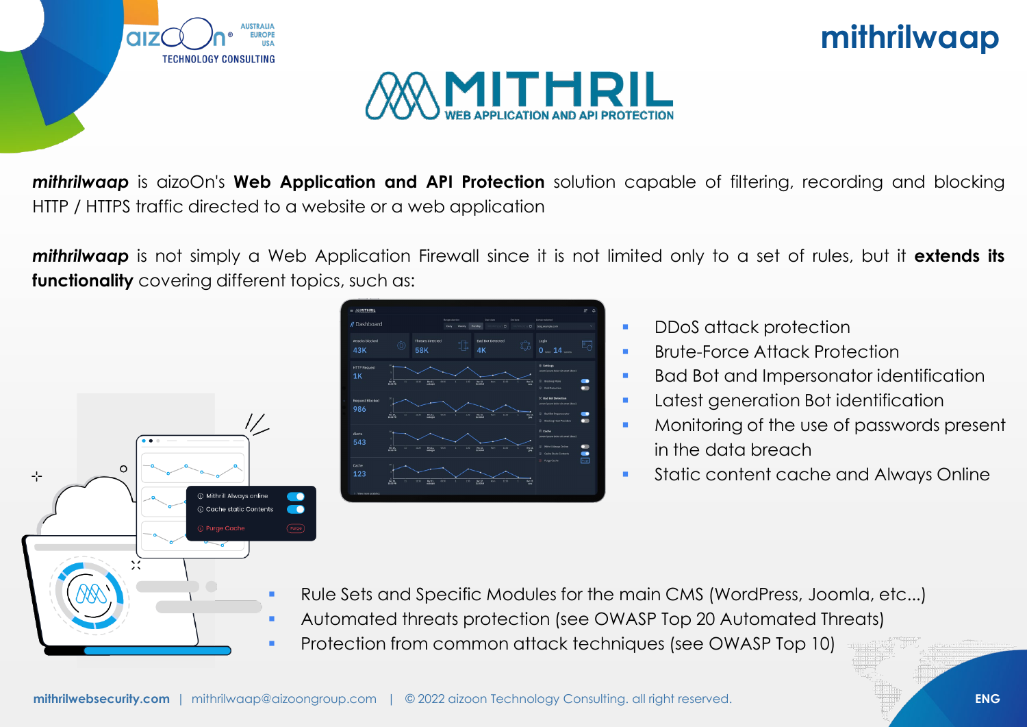# mithrilwaap

**MITHRIL** WEB APPLICATION AND API PROTECTION

***mithrilwaap*** is aizoOn's **Web Application and API Protection** solution capable of filtering, recording and blocking HTTP / HTTPS traffic directed to a website or a web application

***mithrilwaap*** is not simply a Web Application Firewall since it is not limited only to a set of rules, but it **extends its functionality** covering different topics, such as:

- DDoS attack protection
- Brute-Force Attack Protection
- Bad Bot and Impersonator identification
- Latest generation Bot identification
- Monitoring of the use of passwords present in the data breach
- Static content cache and Always Online
- Rule Sets and Specific Modules for the main CMS (WordPress, Joomla, etc...)
- Automated threats protection (see OWASP Top 20 Automated Threats)
- Protection from common attack techniques (see OWASP Top 10)

**mithrilwebsecurity.com** | mithrilwaap@aizoongroup.com | © 2022 aizoon Technology Consulting. all right reserved.